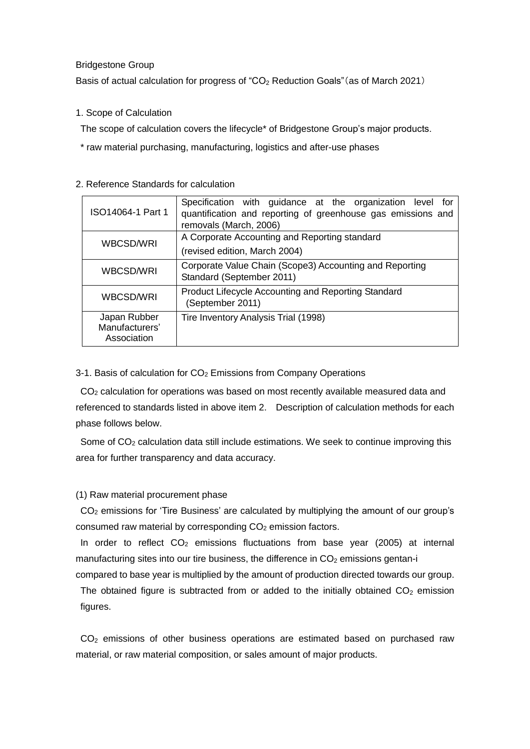Bridgestone Group

Basis of actual calculation for progress of "$CO_2$ Reduction Goals"（as of March 2021）

## 1. Scope of Calculation

The scope of calculation covers the lifecycle* of Bridgestone Group's major products.

\* raw material purchasing, manufacturing, logistics and after-use phases

## 2. Reference Standards for calculation

| | |
|---|---|
| ISO14064-1 Part 1 | Specification with guidance at the organization level for quantification and reporting of greenhouse gas emissions and removals (March, 2006) |
| WBCSD/WRI | A Corporate Accounting and Reporting standard (revised edition, March 2004) |
| WBCSD/WRI | Corporate Value Chain (Scope3) Accounting and Reporting Standard (September 2011) |
| WBCSD/WRI | Product Lifecycle Accounting and Reporting Standard (September 2011) |
| Japan Rubber Manufacturers' Association | Tire Inventory Analysis Trial (1998) |

## 3-1. Basis of calculation for $CO_2$ Emissions from Company Operations

$CO_2$ calculation for operations was based on most recently available measured data and referenced to standards listed in above item 2. Description of calculation methods for each phase follows below.

Some of $CO_2$ calculation data still include estimations. We seek to continue improving this area for further transparency and data accuracy.

### (1) Raw material procurement phase

$CO_2$ emissions for 'Tire Business' are calculated by multiplying the amount of our group's consumed raw material by corresponding $CO_2$ emission factors.

In order to reflect $CO_2$ emissions fluctuations from base year (2005) at internal manufacturing sites into our tire business, the difference in $CO_2$ emissions gentan-i compared to base year is multiplied by the amount of production directed towards our group. The obtained figure is subtracted from or added to the initially obtained $CO_2$ emission figures.

$CO_2$ emissions of other business operations are estimated based on purchased raw material, or raw material composition, or sales amount of major products.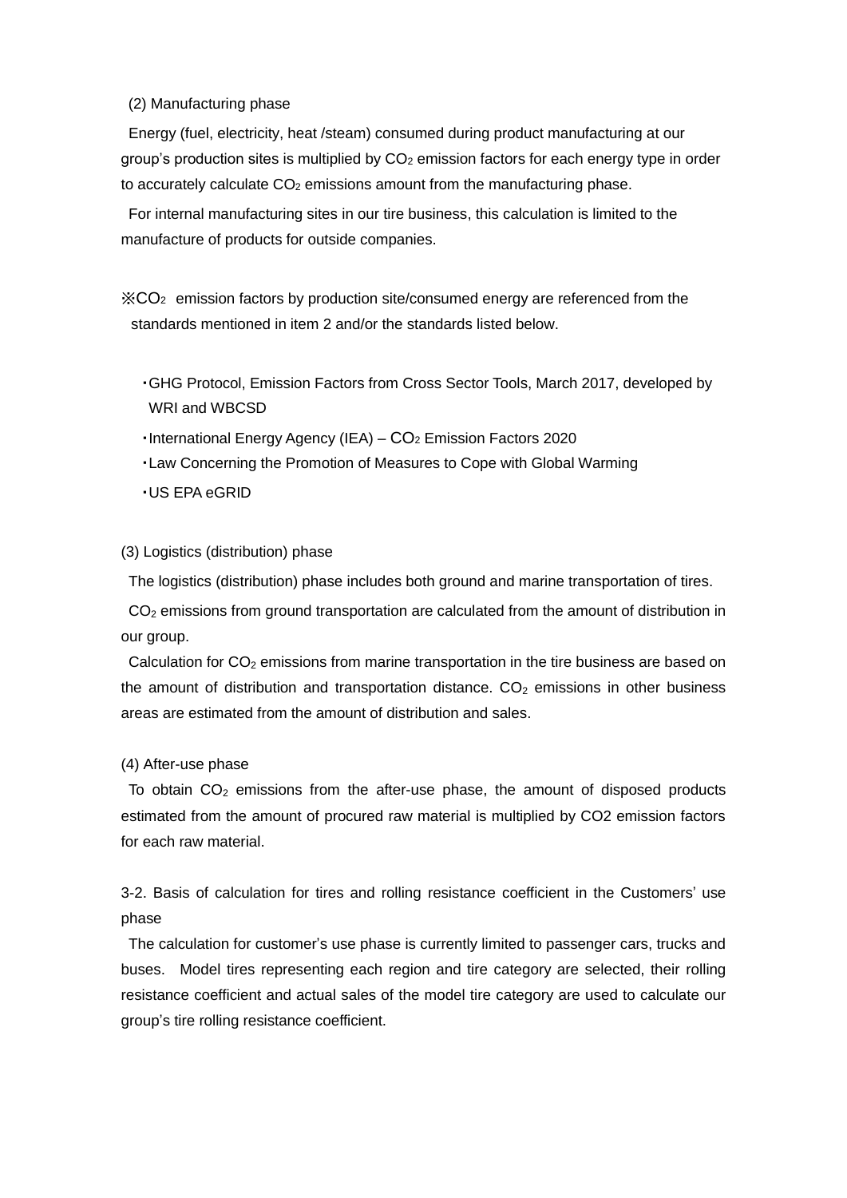(2) Manufacturing phase

Energy (fuel, electricity, heat /steam) consumed during product manufacturing at our group's production sites is multiplied by $CO_2$ emission factors for each energy type in order to accurately calculate $CO_2$ emissions amount from the manufacturing phase.

For internal manufacturing sites in our tire business, this calculation is limited to the manufacture of products for outside companies.

※$CO_2$ emission factors by production site/consumed energy are referenced from the standards mentioned in item 2 and/or the standards listed below.

- ・GHG Protocol, Emission Factors from Cross Sector Tools, March 2017, developed by WRI and WBCSD
- ・International Energy Agency (IEA) – $CO_2$ Emission Factors 2020
- ・Law Concerning the Promotion of Measures to Cope with Global Warming
- ・US EPA eGRID

(3) Logistics (distribution) phase

The logistics (distribution) phase includes both ground and marine transportation of tires.

$CO_2$ emissions from ground transportation are calculated from the amount of distribution in our group.

Calculation for $CO_2$ emissions from marine transportation in the tire business are based on the amount of distribution and transportation distance. $CO_2$ emissions in other business areas are estimated from the amount of distribution and sales.

(4) After-use phase

To obtain $CO_2$ emissions from the after-use phase, the amount of disposed products estimated from the amount of procured raw material is multiplied by CO2 emission factors for each raw material.

3-2. Basis of calculation for tires and rolling resistance coefficient in the Customers' use phase

The calculation for customer's use phase is currently limited to passenger cars, trucks and buses. Model tires representing each region and tire category are selected, their rolling resistance coefficient and actual sales of the model tire category are used to calculate our group's tire rolling resistance coefficient.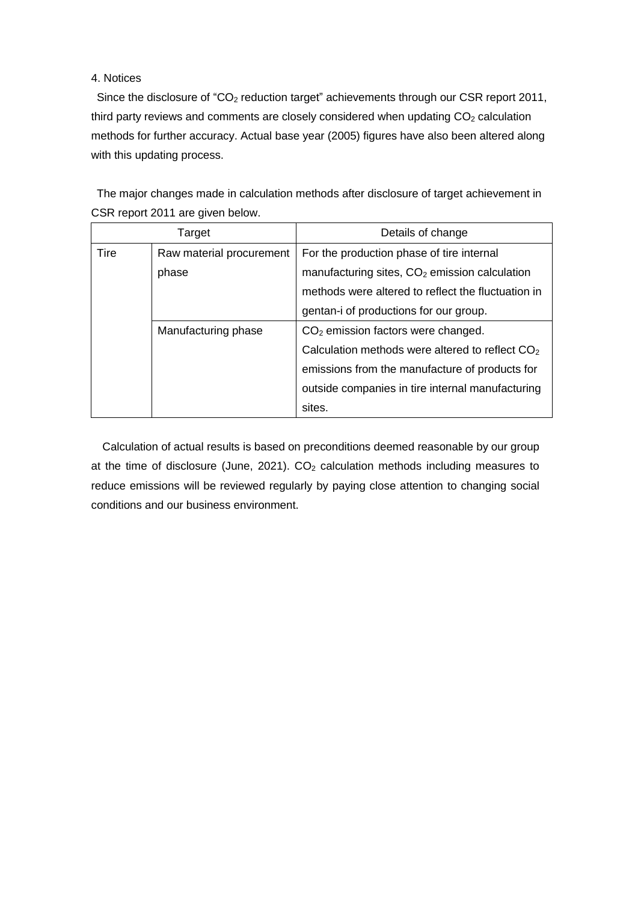4. Notices

Since the disclosure of "$CO_2$ reduction target" achievements through our CSR report 2011, third party reviews and comments are closely considered when updating $CO_2$ calculation methods for further accuracy. Actual base year (2005) figures have also been altered along with this updating process.

The major changes made in calculation methods after disclosure of target achievement in CSR report 2011 are given below.

| Target | | Details of change |
|---|---|---|
| Tire | Raw material procurement phase | For the production phase of tire internal manufacturing sites, $CO_2$ emission calculation methods were altered to reflect the fluctuation in gentan-i of productions for our group. |
| | Manufacturing phase | $CO_2$ emission factors were changed. Calculation methods were altered to reflect $CO_2$ emissions from the manufacture of products for outside companies in tire internal manufacturing sites. |

Calculation of actual results is based on preconditions deemed reasonable by our group at the time of disclosure (June, 2021). $CO_2$ calculation methods including measures to reduce emissions will be reviewed regularly by paying close attention to changing social conditions and our business environment.